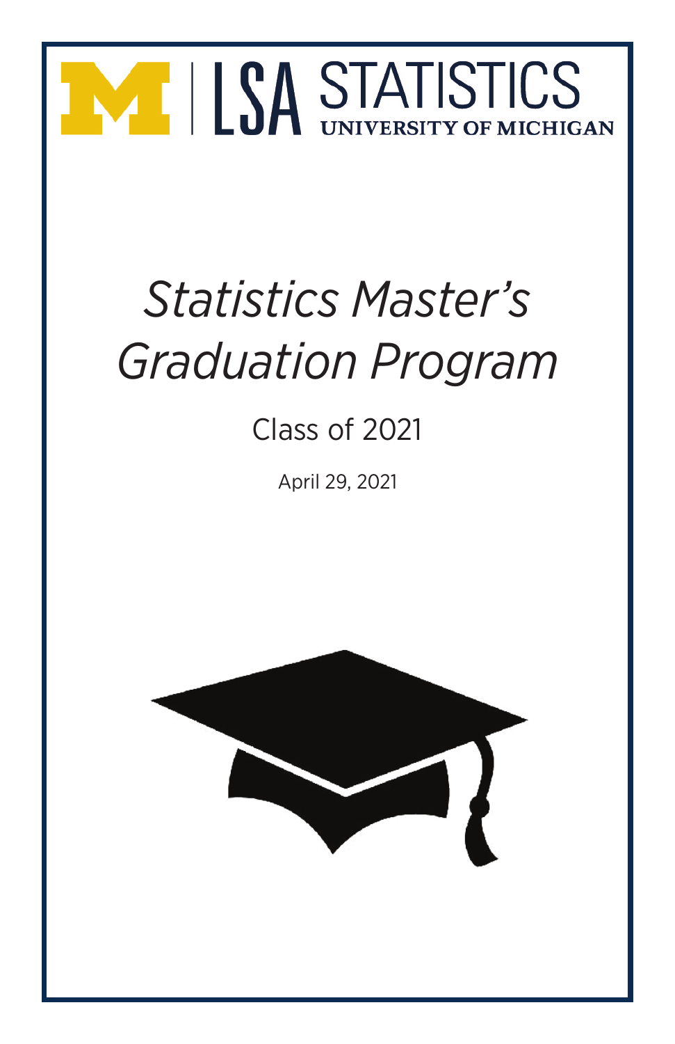LSA STATISTICS

UNIVERSITY OF MICHIGAN

# *Statistics Master's Graduation Program*

## Class of 2021

April 29, 2021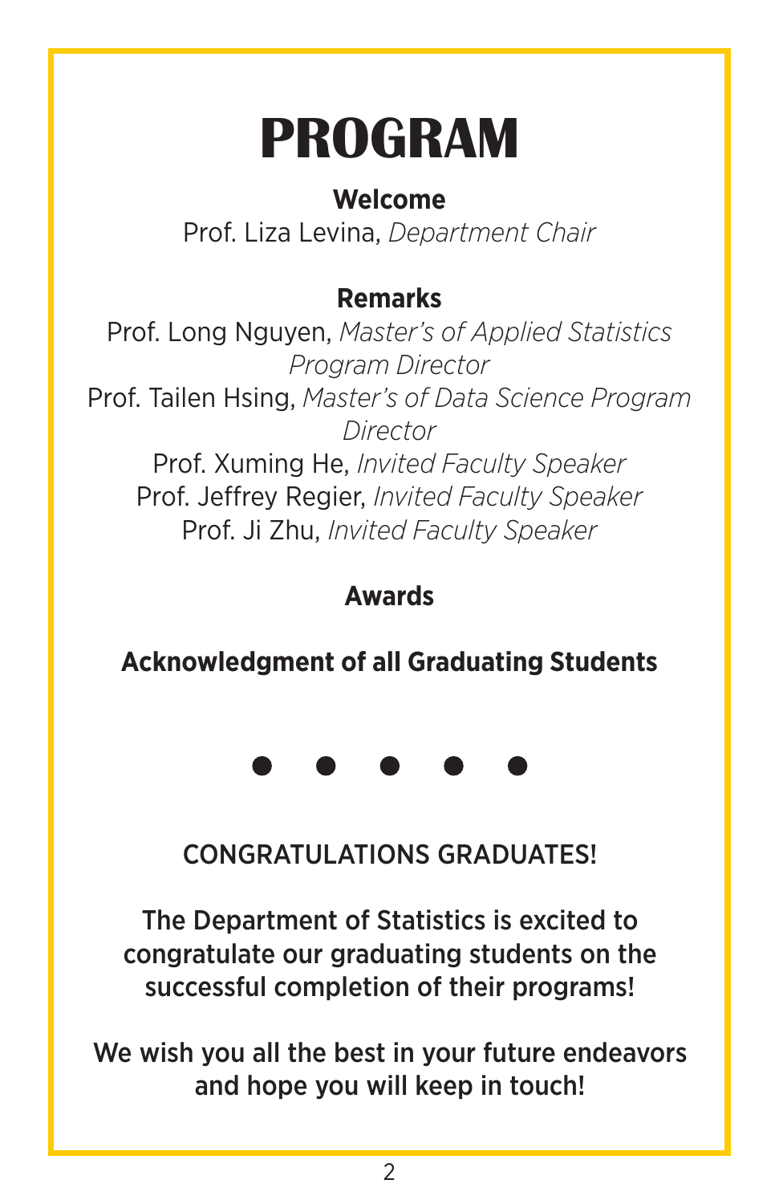# PROGRAM

**Welcome**

Prof. Liza Levina, *Department Chair*

**Remarks**

Prof. Long Nguyen, *Master's of Applied Statistics Program Director*

Prof. Tailen Hsing, *Master's of Data Science Program Director*

Prof. Xuming He, *Invited Faculty Speaker*

Prof. Jeffrey Regier, *Invited Faculty Speaker*

Prof. Ji Zhu, *Invited Faculty Speaker*

**Awards**

**Acknowledgment of all Graduating Students**

● ● ● ● ●

CONGRATULATIONS GRADUATES!

The Department of Statistics is excited to congratulate our graduating students on the successful completion of their programs!

We wish you all the best in your future endeavors and hope you will keep in touch!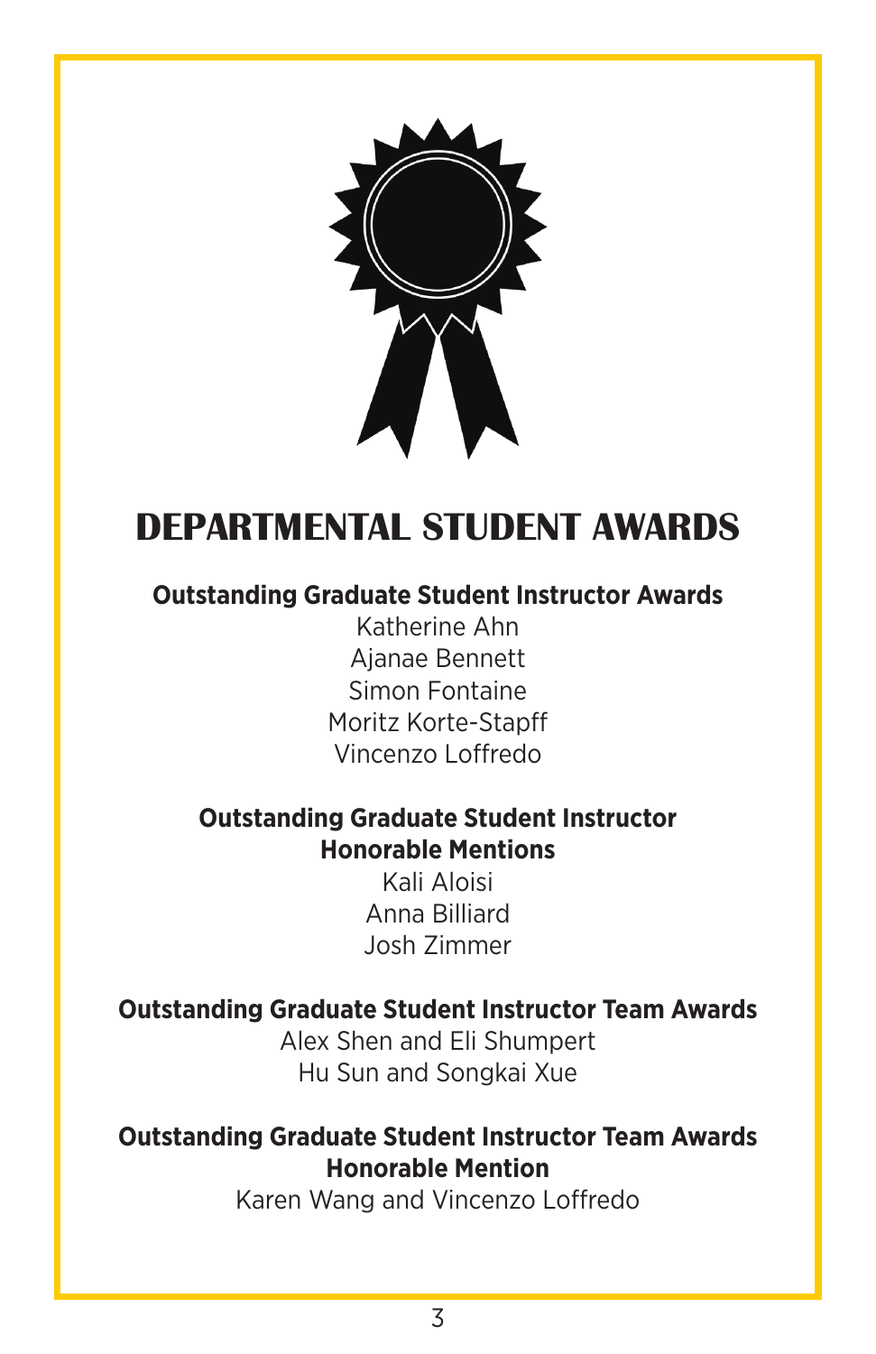# DEPARTMENTAL STUDENT AWARDS

**Outstanding Graduate Student Instructor Awards**

Katherine Ahn
Ajanae Bennett
Simon Fontaine
Moritz Korte-Stapff
Vincenzo Loffredo

**Outstanding Graduate Student Instructor Honorable Mentions**

Kali Aloisi
Anna Billiard
Josh Zimmer

**Outstanding Graduate Student Instructor Team Awards**

Alex Shen and Eli Shumpert
Hu Sun and Songkai Xue

**Outstanding Graduate Student Instructor Team Awards Honorable Mention**

Karen Wang and Vincenzo Loffredo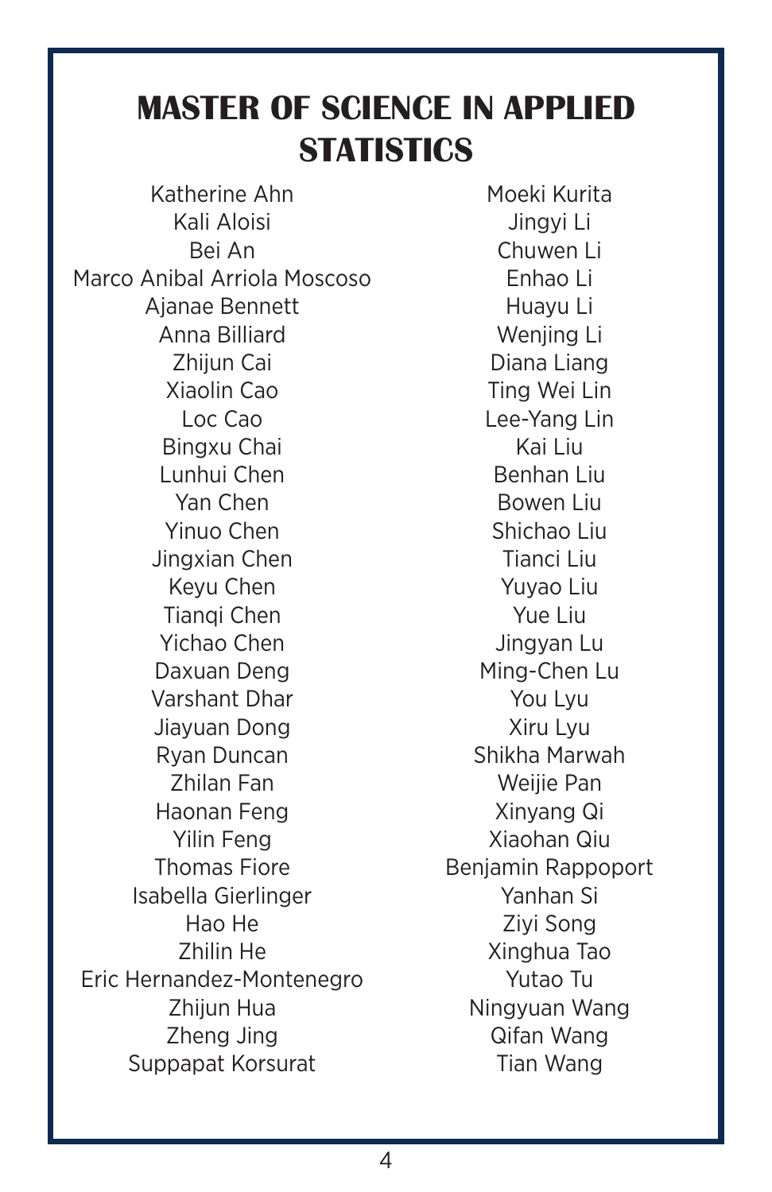# MASTER OF SCIENCE IN APPLIED STATISTICS

Katherine Ahn
Kali Aloisi
Bei An
Marco Anibal Arriola Moscoso
Ajanae Bennett
Anna Billiard
Zhijun Cai
Xiaolin Cao
Loc Cao
Bingxu Chai
Lunhui Chen
Yan Chen
Yinuo Chen
Jingxian Chen
Keyu Chen
Tianqi Chen
Yichao Chen
Daxuan Deng
Varshant Dhar
Jiayuan Dong
Ryan Duncan
Zhilan Fan
Haonan Feng
Yilin Feng
Thomas Fiore
Isabella Gierlinger
Hao He
Zhilin He
Eric Hernandez-Montenegro
Zhijun Hua
Zheng Jing
Suppapat Korsurat
Moeki Kurita
Jingyi Li
Chuwen Li
Enhao Li
Huayu Li
Wenjing Li
Diana Liang
Ting Wei Lin
Lee-Yang Lin
Kai Liu
Benhan Liu
Bowen Liu
Shichao Liu
Tianci Liu
Yuyao Liu
Yue Liu
Jingyan Lu
Ming-Chen Lu
You Lyu
Xiru Lyu
Shikha Marwah
Weijie Pan
Xinyang Qi
Xiaohan Qiu
Benjamin Rappoport
Yanhan Si
Ziyi Song
Xinghua Tao
Yutao Tu
Ningyuan Wang
Qifan Wang
Tian Wang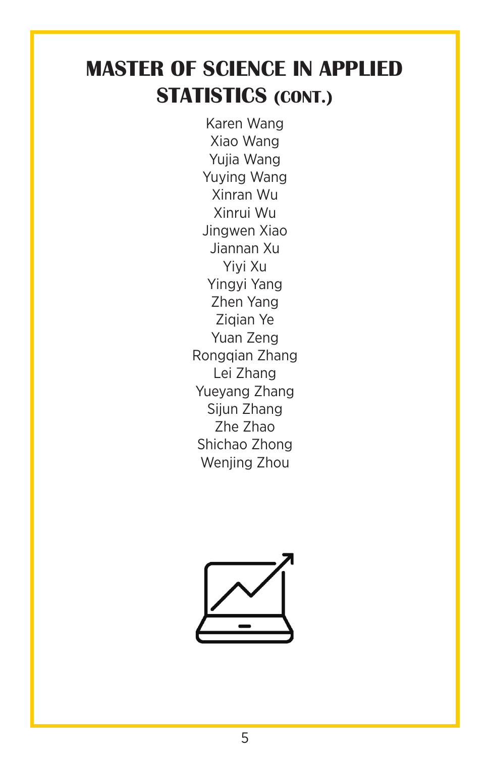# MASTER OF SCIENCE IN APPLIED STATISTICS (CONT.)

Karen Wang
Xiao Wang
Yujia Wang
Yuying Wang
Xinran Wu
Xinrui Wu
Jingwen Xiao
Jiannan Xu
Yiyi Xu
Yingyi Yang
Zhen Yang
Ziqian Ye
Yuan Zeng
Rongqian Zhang
Lei Zhang
Yueyang Zhang
Sijun Zhang
Zhe Zhao
Shichao Zhong
Wenjing Zhou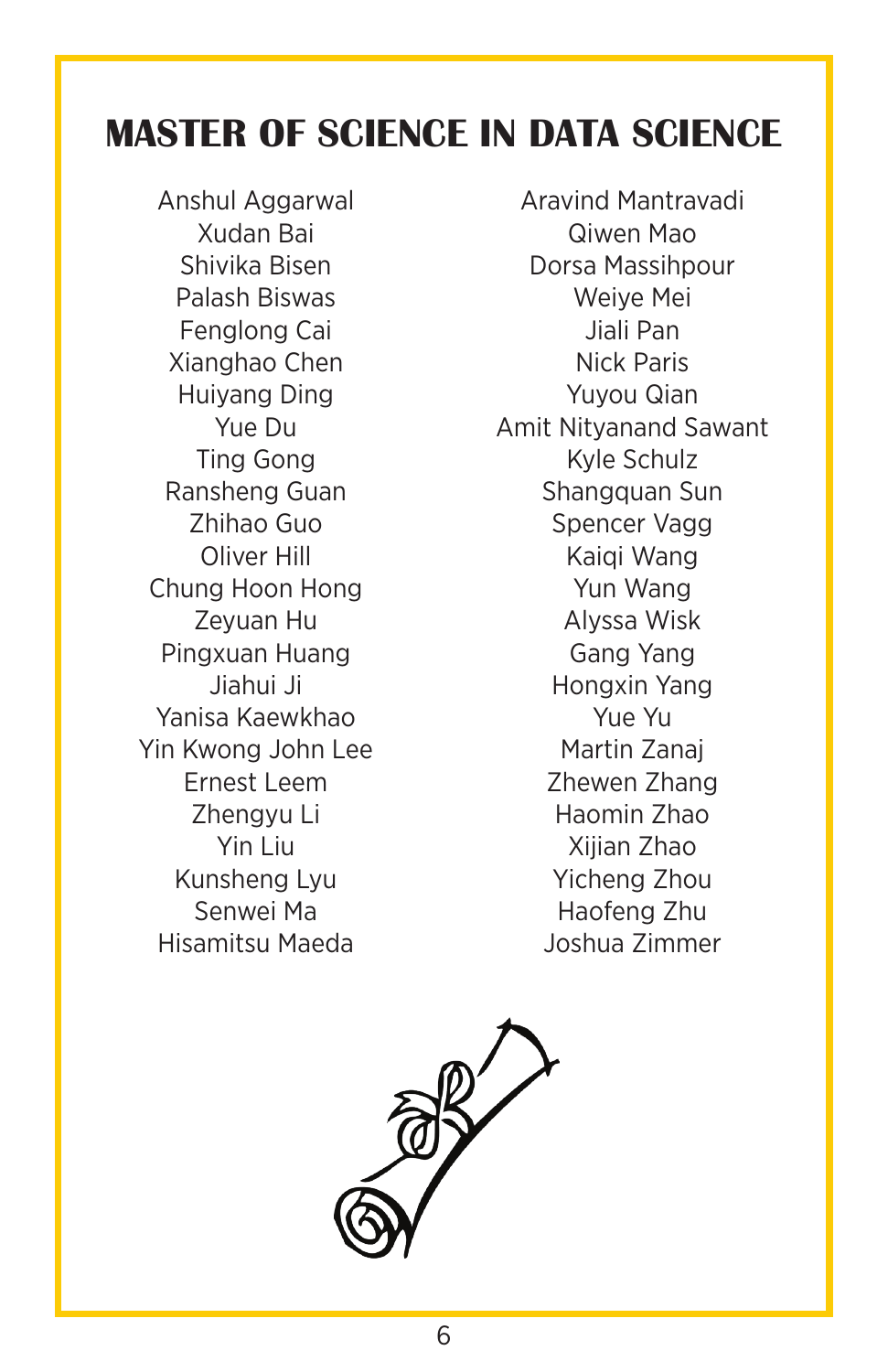# MASTER OF SCIENCE IN DATA SCIENCE

Anshul Aggarwal
Xudan Bai
Shivika Bisen
Palash Biswas
Fenglong Cai
Xianghao Chen
Huiyang Ding
Yue Du
Ting Gong
Ransheng Guan
Zhihao Guo
Oliver Hill
Chung Hoon Hong
Zeyuan Hu
Pingxuan Huang
Jiahui Ji
Yanisa Kaewkhao
Yin Kwong John Lee
Ernest Leem
Zhengyu Li
Yin Liu
Kunsheng Lyu
Senwei Ma
Hisamitsu Maeda
Aravind Mantravadi
Qiwen Mao
Dorsa Massihpour
Weiye Mei
Jiali Pan
Nick Paris
Yuyou Qian
Amit Nityanand Sawant
Kyle Schulz
Shangquan Sun
Spencer Vagg
Kaiqi Wang
Yun Wang
Alyssa Wisk
Gang Yang
Hongxin Yang
Yue Yu
Martin Zanaj
Zhewen Zhang
Haomin Zhao
Xijian Zhao
Yicheng Zhou
Haofeng Zhu
Joshua Zimmer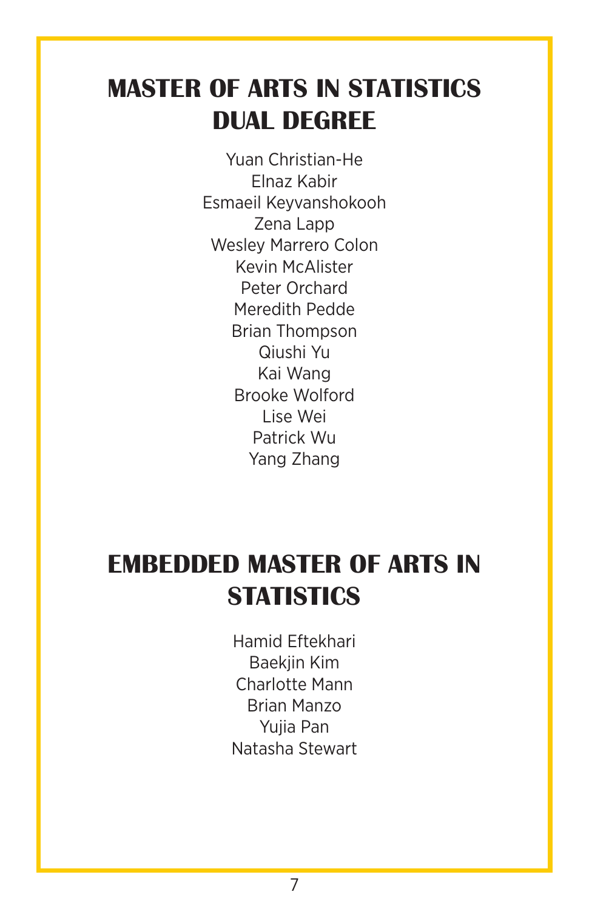## MASTER OF ARTS IN STATISTICS DUAL DEGREE

Yuan Christian-He
Elnaz Kabir
Esmaeil Keyvanshokooh
Zena Lapp
Wesley Marrero Colon
Kevin McAlister
Peter Orchard
Meredith Pedde
Brian Thompson
Qiushi Yu
Kai Wang
Brooke Wolford
Lise Wei
Patrick Wu
Yang Zhang

## EMBEDDED MASTER OF ARTS IN STATISTICS

Hamid Eftekhari
Baekjin Kim
Charlotte Mann
Brian Manzo
Yujia Pan
Natasha Stewart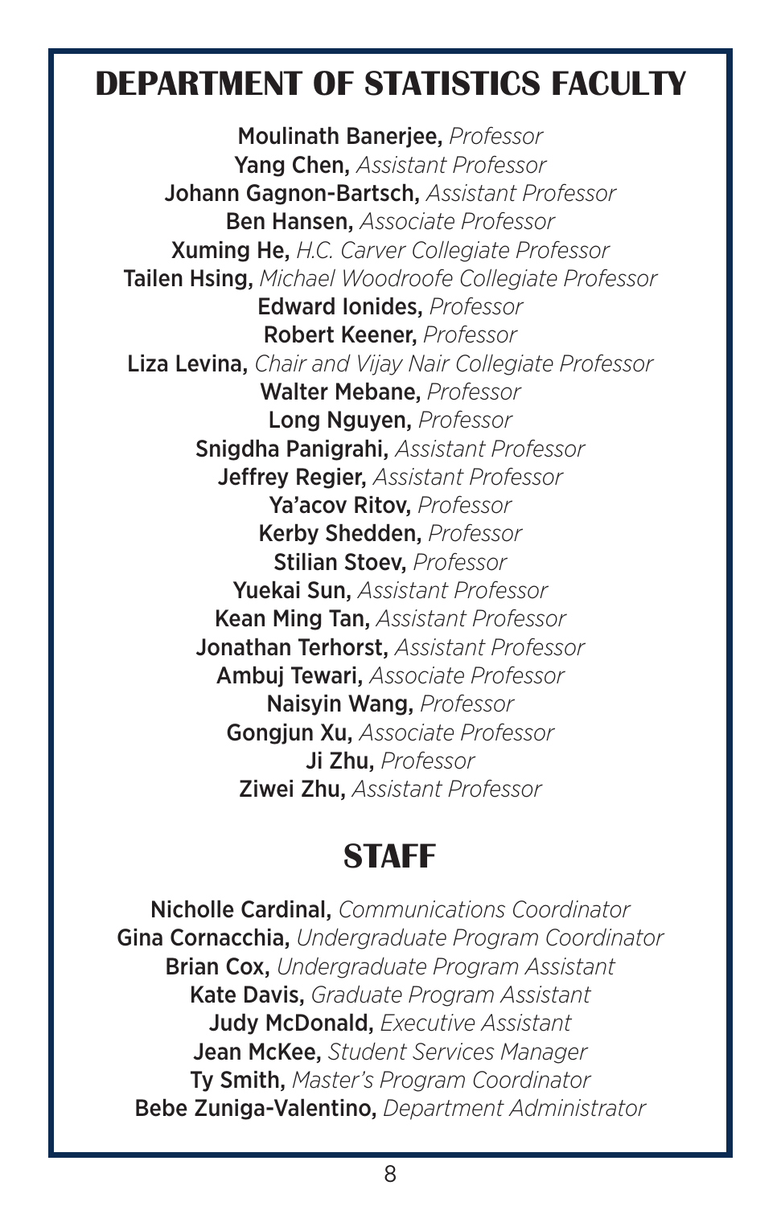# DEPARTMENT OF STATISTICS FACULTY

**Moulinath Banerjee,** *Professor*
**Yang Chen,** *Assistant Professor*
**Johann Gagnon-Bartsch,** *Assistant Professor*
**Ben Hansen,** *Associate Professor*
**Xuming He,** *H.C. Carver Collegiate Professor*
**Tailen Hsing,** *Michael Woodroofe Collegiate Professor*
**Edward Ionides,** *Professor*
**Robert Keener,** *Professor*
**Liza Levina,** *Chair and Vijay Nair Collegiate Professor*
**Walter Mebane,** *Professor*
**Long Nguyen,** *Professor*
**Snigdha Panigrahi,** *Assistant Professor*
**Jeffrey Regier,** *Assistant Professor*
**Ya'acov Ritov,** *Professor*
**Kerby Shedden,** *Professor*
**Stilian Stoev,** *Professor*
**Yuekai Sun,** *Assistant Professor*
**Kean Ming Tan,** *Assistant Professor*
**Jonathan Terhorst,** *Assistant Professor*
**Ambuj Tewari,** *Associate Professor*
**Naisyin Wang,** *Professor*
**Gongjun Xu,** *Associate Professor*
**Ji Zhu,** *Professor*
**Ziwei Zhu,** *Assistant Professor*

# STAFF

**Nicholle Cardinal,** *Communications Coordinator*
**Gina Cornacchia,** *Undergraduate Program Coordinator*
**Brian Cox,** *Undergraduate Program Assistant*
**Kate Davis,** *Graduate Program Assistant*
**Judy McDonald,** *Executive Assistant*
**Jean McKee,** *Student Services Manager*
**Ty Smith,** *Master's Program Coordinator*
**Bebe Zuniga-Valentino,** *Department Administrator*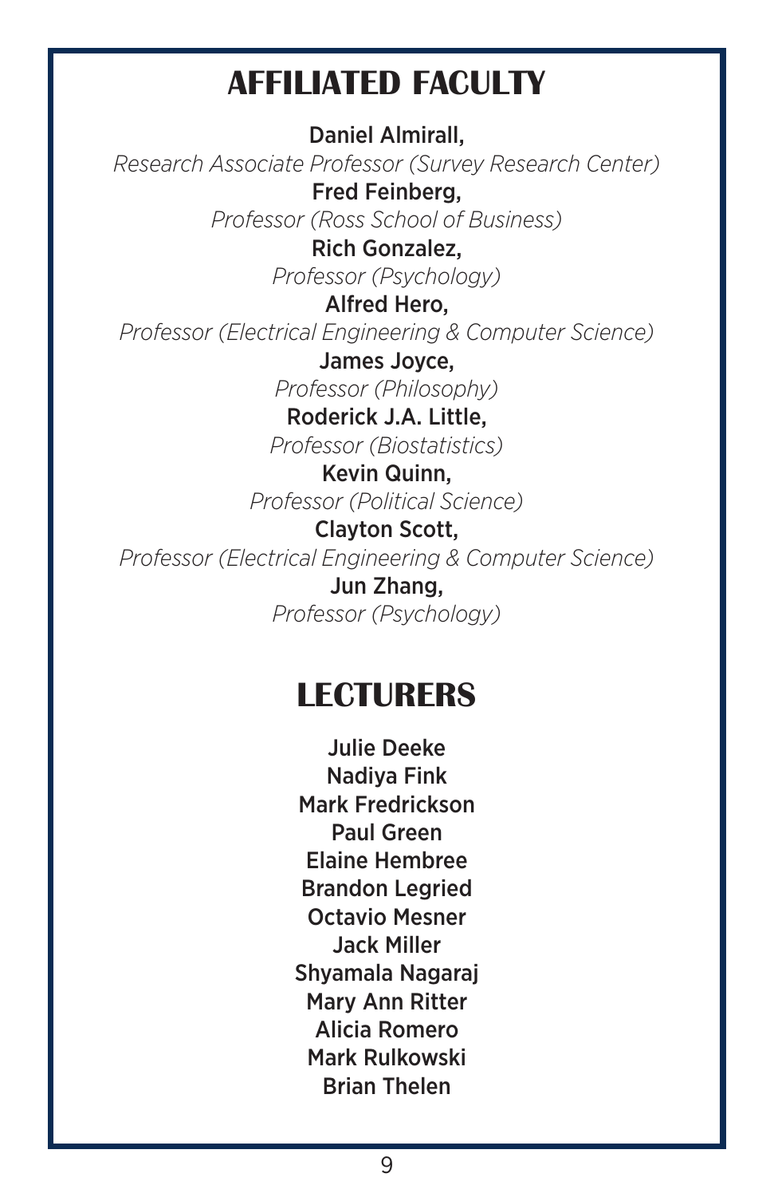# AFFILIATED FACULTY

**Daniel Almirall,**
*Research Associate Professor (Survey Research Center)*

**Fred Feinberg,**
*Professor (Ross School of Business)*

**Rich Gonzalez,**
*Professor (Psychology)*

**Alfred Hero,**
*Professor (Electrical Engineering & Computer Science)*

**James Joyce,**
*Professor (Philosophy)*

**Roderick J.A. Little,**
*Professor (Biostatistics)*

**Kevin Quinn,**
*Professor (Political Science)*

**Clayton Scott,**
*Professor (Electrical Engineering & Computer Science)*

**Jun Zhang,**
*Professor (Psychology)*

# LECTURERS

**Julie Deeke**
**Nadiya Fink**
**Mark Fredrickson**
**Paul Green**
**Elaine Hembree**
**Brandon Legried**
**Octavio Mesner**
**Jack Miller**
**Shyamala Nagaraj**
**Mary Ann Ritter**
**Alicia Romero**
**Mark Rulkowski**
**Brian Thelen**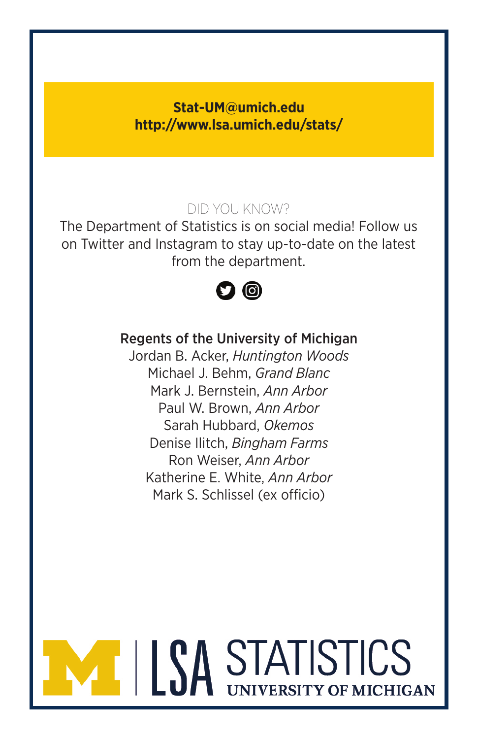**Stat-UM@umich.edu**
**http://www.lsa.umich.edu/stats/**

DID YOU KNOW?

The Department of Statistics is on social media! Follow us on Twitter and Instagram to stay up-to-date on the latest from the department.

**Regents of the University of Michigan**

Jordan B. Acker, *Huntington Woods*
Michael J. Behm, *Grand Blanc*
Mark J. Bernstein, *Ann Arbor*
Paul W. Brown, *Ann Arbor*
Sarah Hubbard, *Okemos*
Denise Ilitch, *Bingham Farms*
Ron Weiser, *Ann Arbor*
Katherine E. White, *Ann Arbor*
Mark S. Schlissel (ex officio)

LSA STATISTICS
UNIVERSITY OF MICHIGAN